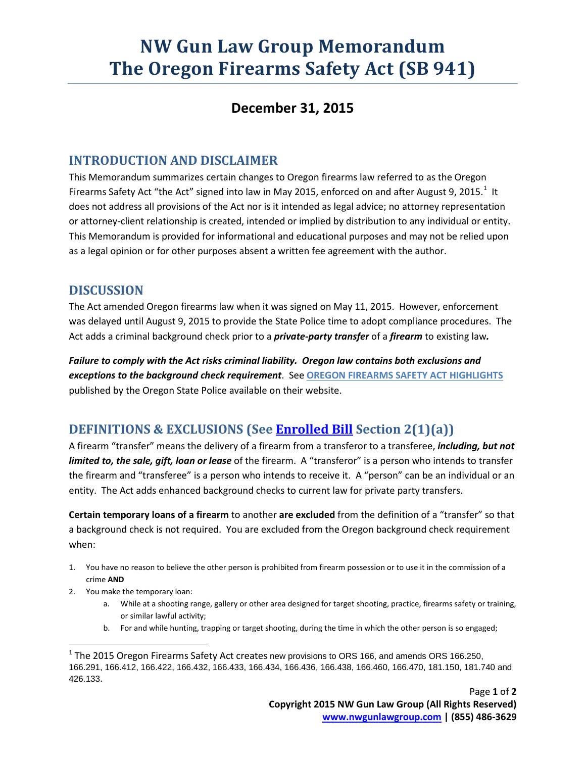# NW Gun Law Group Memorandum
# The Oregon Firearms Safety Act (SB 941)

## December 31, 2015

## INTRODUCTION AND DISCLAIMER

This Memorandum summarizes certain changes to Oregon firearms law referred to as the Oregon Firearms Safety Act "the Act" signed into law in May 2015, enforced on and after August 9, 2015.[1] It does not address all provisions of the Act nor is it intended as legal advice; no attorney representation or attorney-client relationship is created, intended or implied by distribution to any individual or entity. This Memorandum is provided for informational and educational purposes and may not be relied upon as a legal opinion or for other purposes absent a written fee agreement with the author.

## DISCUSSION

The Act amended Oregon firearms law when it was signed on May 11, 2015. However, enforcement was delayed until August 9, 2015 to provide the State Police time to adopt compliance procedures. The Act adds a criminal background check prior to a ***private-party transfer*** of a ***firearm*** to existing law***.***

***Failure to comply with the Act risks criminal liability. Oregon law contains both exclusions and exceptions to the background check requirement***. See **OREGON FIREARMS SAFETY ACT HIGHLIGHTS** published by the Oregon State Police available on their website.

## DEFINITIONS & EXCLUSIONS (See Enrolled Bill Section 2(1)(a))

A firearm "transfer" means the delivery of a firearm from a transferor to a transferee, ***including, but not limited to, the sale, gift, loan or lease*** of the firearm. A "transferor" is a person who intends to transfer the firearm and "transferee" is a person who intends to receive it. A "person" can be an individual or an entity. The Act adds enhanced background checks to current law for private party transfers.

**Certain temporary loans of a firearm** to another **are excluded** from the definition of a "transfer" so that a background check is not required. You are excluded from the Oregon background check requirement when:

1. You have no reason to believe the other person is prohibited from firearm possession or to use it in the commission of a crime **AND**
2. You make the temporary loan:
    a. While at a shooting range, gallery or other area designed for target shooting, practice, firearms safety or training, or similar lawful activity;
    b. For and while hunting, trapping or target shooting, during the time in which the other person is so engaged;

---

[1] The 2015 Oregon Firearms Safety Act creates new provisions to ORS 166, and amends ORS 166.250, 166.291, 166.412, 166.422, 166.432, 166.433, 166.434, 166.436, 166.438, 166.460, 166.470, 181.150, 181.740 and 426.133.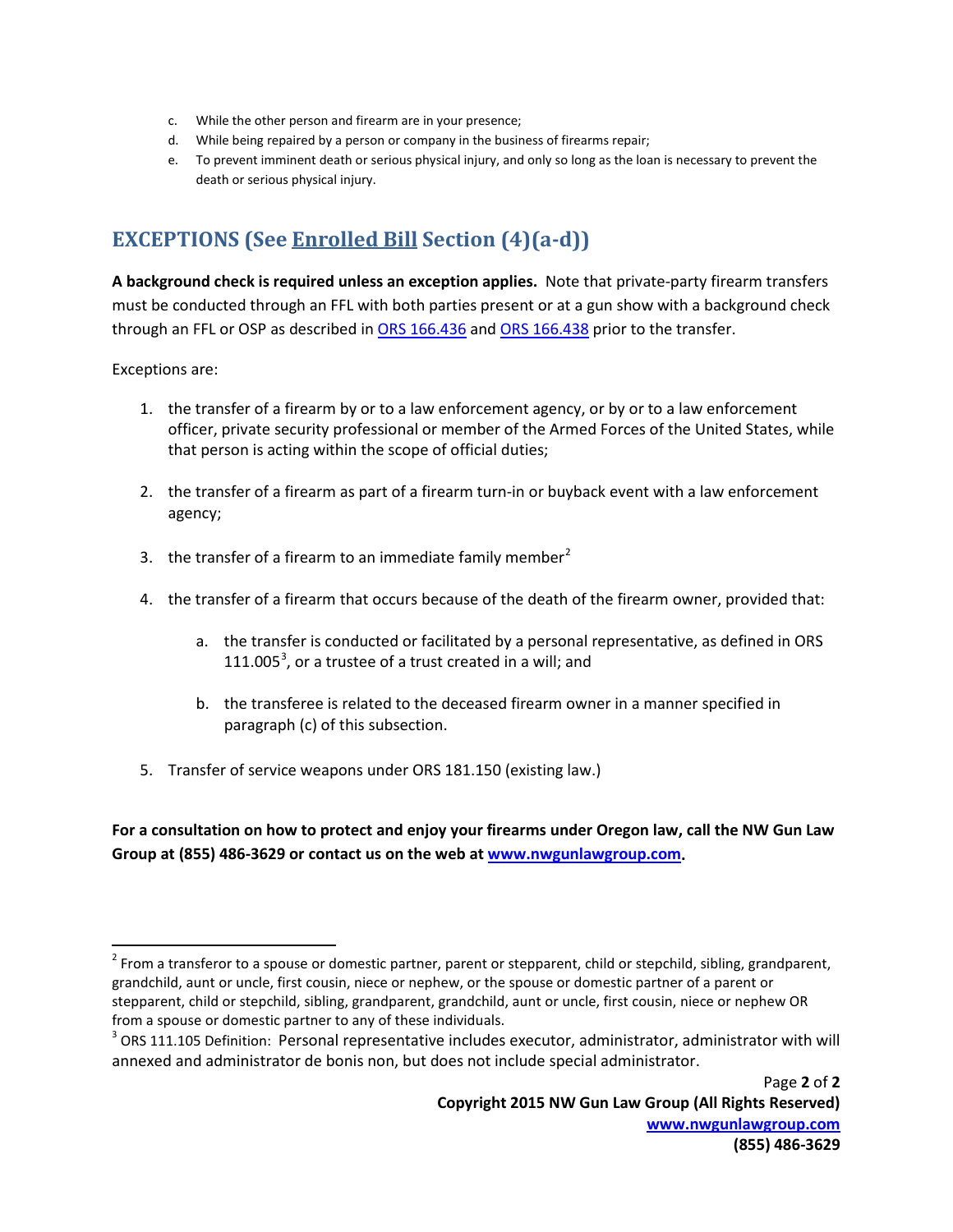c. While the other person and firearm are in your presence;
d. While being repaired by a person or company in the business of firearms repair;
e. To prevent imminent death or serious physical injury, and only so long as the loan is necessary to prevent the death or serious physical injury.

## EXCEPTIONS (See Enrolled Bill Section (4)(a-d))

**A background check is required unless an exception applies.** Note that private-party firearm transfers must be conducted through an FFL with both parties present or at a gun show with a background check through an FFL or OSP as described in ORS 166.436 and ORS 166.438 prior to the transfer.

Exceptions are:

1. the transfer of a firearm by or to a law enforcement agency, or by or to a law enforcement officer, private security professional or member of the Armed Forces of the United States, while that person is acting within the scope of official duties;

2. the transfer of a firearm as part of a firearm turn-in or buyback event with a law enforcement agency;

3. the transfer of a firearm to an immediate family member[2]

4. the transfer of a firearm that occurs because of the death of the firearm owner, provided that:

    a. the transfer is conducted or facilitated by a personal representative, as defined in ORS 111.005[3], or a trustee of a trust created in a will; and

    b. the transferee is related to the deceased firearm owner in a manner specified in paragraph (c) of this subsection.

5. Transfer of service weapons under ORS 181.150 (existing law.)

**For a consultation on how to protect and enjoy your firearms under Oregon law, call the NW Gun Law Group at (855) 486-3629 or contact us on the web at www.nwgunlawgroup.com.**

---

[2] From a transferor to a spouse or domestic partner, parent or stepparent, child or stepchild, sibling, grandparent, grandchild, aunt or uncle, first cousin, niece or nephew, or the spouse or domestic partner of a parent or stepparent, child or stepchild, sibling, grandparent, grandchild, aunt or uncle, first cousin, niece or nephew OR from a spouse or domestic partner to any of these individuals.

[3] ORS 111.105 Definition: Personal representative includes executor, administrator, administrator with will annexed and administrator de bonis non, but does not include special administrator.

**Copyright 2015 NW Gun Law Group (All Rights Reserved)**
**www.nwgunlawgroup.com**
**(855) 486-3629**